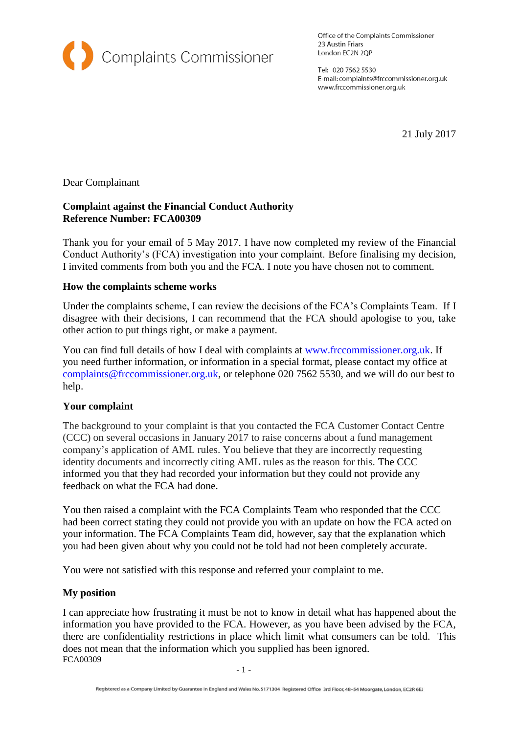Complaints Commissioner

Office of the Complaints Commissioner
23 Austin Friars
London EC2N 2QP

Tel: 020 7562 5530
E-mail: complaints@frccommissioner.org.uk
www.frccommissioner.org.uk

21 July 2017

Dear Complainant

**Complaint against the Financial Conduct Authority**
**Reference Number: FCA00309**

Thank you for your email of 5 May 2017. I have now completed my review of the Financial Conduct Authority's (FCA) investigation into your complaint. Before finalising my decision, I invited comments from both you and the FCA. I note you have chosen not to comment.

**How the complaints scheme works**

Under the complaints scheme, I can review the decisions of the FCA's Complaints Team. If I disagree with their decisions, I can recommend that the FCA should apologise to you, take other action to put things right, or make a payment.

You can find full details of how I deal with complaints at www.frccommissioner.org.uk. If you need further information, or information in a special format, please contact my office at complaints@frccommissioner.org.uk, or telephone 020 7562 5530, and we will do our best to help.

**Your complaint**

The background to your complaint is that you contacted the FCA Customer Contact Centre (CCC) on several occasions in January 2017 to raise concerns about a fund management company's application of AML rules. You believe that they are incorrectly requesting identity documents and incorrectly citing AML rules as the reason for this. The CCC informed you that they had recorded your information but they could not provide any feedback on what the FCA had done.

You then raised a complaint with the FCA Complaints Team who responded that the CCC had been correct stating they could not provide you with an update on how the FCA acted on your information. The FCA Complaints Team did, however, say that the explanation which you had been given about why you could not be told had not been completely accurate.

You were not satisfied with this response and referred your complaint to me.

**My position**

I can appreciate how frustrating it must be not to know in detail what has happened about the information you have provided to the FCA. However, as you have been advised by the FCA, there are confidentiality restrictions in place which limit what consumers can be told. This does not mean that the information which you supplied has been ignored.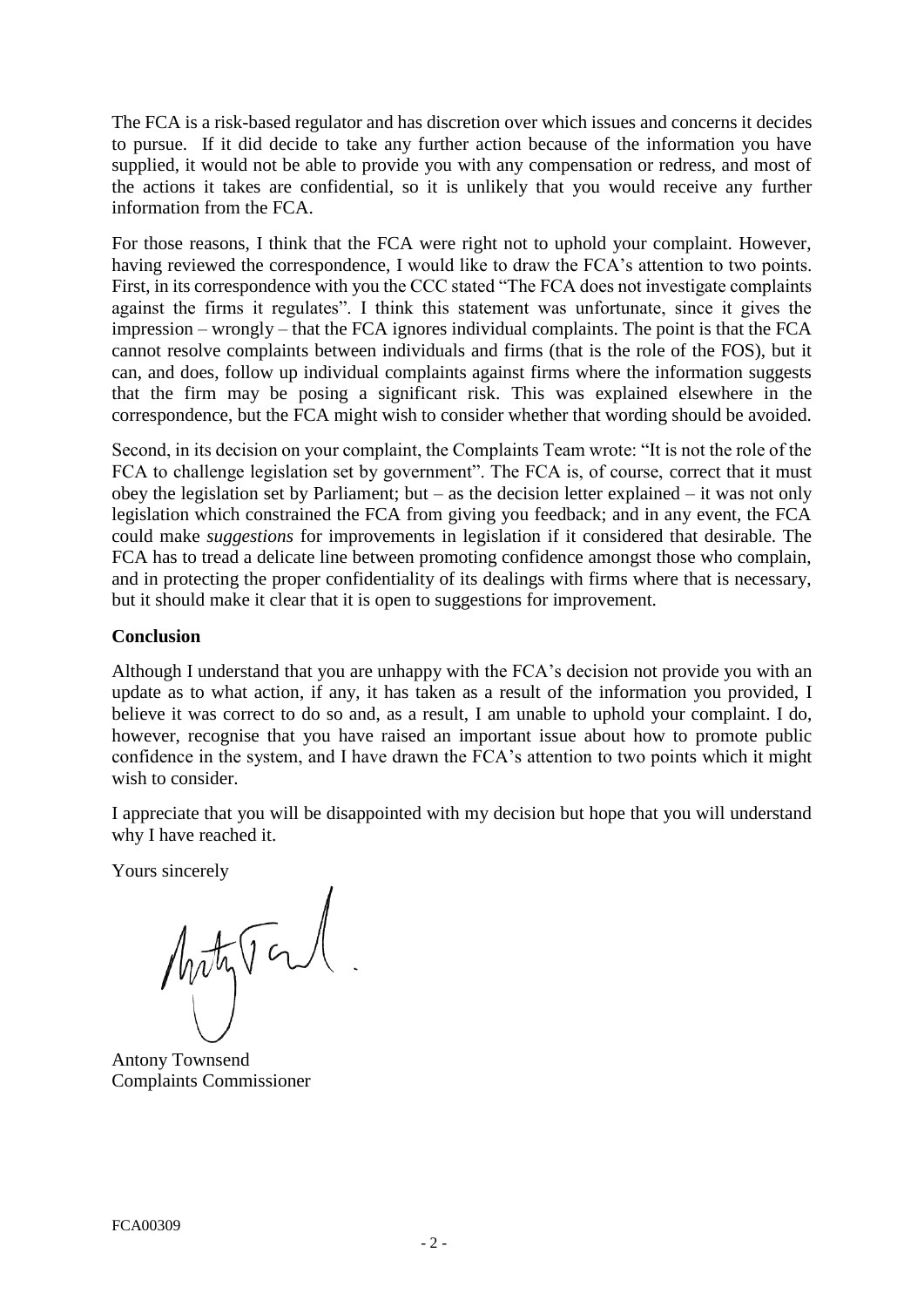The FCA is a risk-based regulator and has discretion over which issues and concerns it decides to pursue. If it did decide to take any further action because of the information you have supplied, it would not be able to provide you with any compensation or redress, and most of the actions it takes are confidential, so it is unlikely that you would receive any further information from the FCA.

For those reasons, I think that the FCA were right not to uphold your complaint. However, having reviewed the correspondence, I would like to draw the FCA's attention to two points. First, in its correspondence with you the CCC stated "The FCA does not investigate complaints against the firms it regulates". I think this statement was unfortunate, since it gives the impression – wrongly – that the FCA ignores individual complaints. The point is that the FCA cannot resolve complaints between individuals and firms (that is the role of the FOS), but it can, and does, follow up individual complaints against firms where the information suggests that the firm may be posing a significant risk. This was explained elsewhere in the correspondence, but the FCA might wish to consider whether that wording should be avoided.

Second, in its decision on your complaint, the Complaints Team wrote: "It is not the role of the FCA to challenge legislation set by government". The FCA is, of course, correct that it must obey the legislation set by Parliament; but – as the decision letter explained – it was not only legislation which constrained the FCA from giving you feedback; and in any event, the FCA could make *suggestions* for improvements in legislation if it considered that desirable. The FCA has to tread a delicate line between promoting confidence amongst those who complain, and in protecting the proper confidentiality of its dealings with firms where that is necessary, but it should make it clear that it is open to suggestions for improvement.

**Conclusion**

Although I understand that you are unhappy with the FCA's decision not provide you with an update as to what action, if any, it has taken as a result of the information you provided, I believe it was correct to do so and, as a result, I am unable to uphold your complaint. I do, however, recognise that you have raised an important issue about how to promote public confidence in the system, and I have drawn the FCA's attention to two points which it might wish to consider.

I appreciate that you will be disappointed with my decision but hope that you will understand why I have reached it.

Yours sincerely

Antony Townsend
Complaints Commissioner

FCA00309